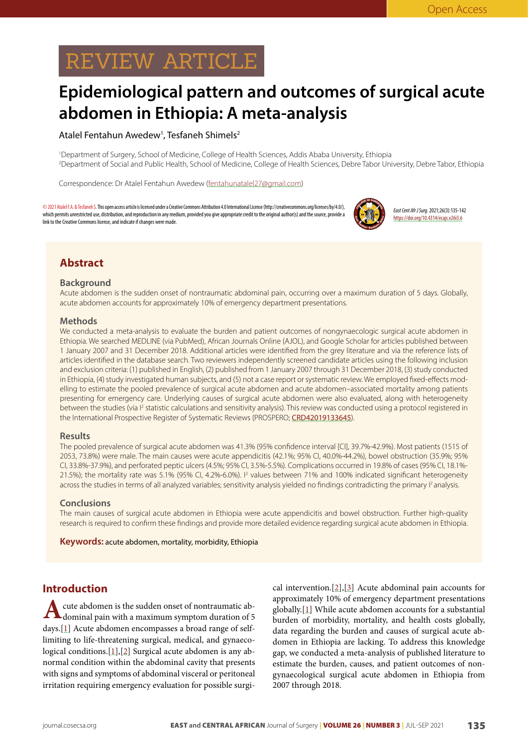Open Access

REVIEW ARTICLE

# Epidemiological pattern and outcomes of surgical acute abdomen in Ethiopia: A meta-analysis

Atalel Fentahun Awedew[1], Tesfaneh Shimels[2]

[1]Department of Surgery, School of Medicine, College of Health Sciences, Addis Ababa University, Ethiopia
[2]Department of Social and Public Health, School of Medicine, College of Health Sciences, Debre Tabor University, Debre Tabor, Ethiopia

Correspondence: Dr Atalel Fentahun Awedew (fentahunatalel27@gmail.com)

© 2021 Atalel F.A. & Tesfaneh S. This open access article is licensed under a Creative Commons Attribution 4.0 International License (http://creativecommons.org/licenses/by/4.0/), which permits unrestricted use, distribution, and reproduction in any medium, provided you give appropriate credit to the original author(s) and the source, provide a link to the Creative Commons license, and indicate if changes were made.

*East Cent Afr J Surg*. 2021;26(3):135-142
https://doi.org/10.4314/ecajs.v26i3.6

## Abstract

### Background

Acute abdomen is the sudden onset of nontraumatic abdominal pain, occurring over a maximum duration of 5 days. Globally, acute abdomen accounts for approximately 10% of emergency department presentations.

### Methods

We conducted a meta-analysis to evaluate the burden and patient outcomes of nongynaecologic surgical acute abdomen in Ethiopia. We searched MEDLINE (via PubMed), African Journals Online (AJOL), and Google Scholar for articles published between 1 January 2007 and 31 December 2018. Additional articles were identified from the grey literature and via the reference lists of articles identified in the database search. Two reviewers independently screened candidate articles using the following inclusion and exclusion criteria: (1) published in English, (2) published from 1 January 2007 through 31 December 2018, (3) study conducted in Ethiopia, (4) study investigated human subjects, and (5) not a case report or systematic review. We employed fixed-effects modelling to estimate the pooled prevalence of surgical acute abdomen and acute abdomen–associated mortality among patients presenting for emergency care. Underlying causes of surgical acute abdomen were also evaluated, along with heterogeneity between the studies (via $I^2$ statistic calculations and sensitivity analysis). This review was conducted using a protocol registered in the International Prospective Register of Systematic Reviews (PROSPERO; CRD42019133645).

### Results

The pooled prevalence of surgical acute abdomen was 41.3% (95% confidence interval [CI], 39.7%-42.9%). Most patients (1515 of 2053, 73.8%) were male. The main causes were acute appendicitis (42.1%; 95% CI, 40.0%-44.2%), bowel obstruction (35.9%; 95% CI, 33.8%-37.9%), and perforated peptic ulcers (4.5%; 95% CI, 3.5%-5.5%). Complications occurred in 19.8% of cases (95% CI, 18.1%-21.5%); the mortality rate was 5.1% (95% CI, 4.2%-6.0%). $I^2$ values between 71% and 100% indicated significant heterogeneity across the studies in terms of all analyzed variables; sensitivity analysis yielded no findings contradicting the primary $I^2$ analysis.

### Conclusions

The main causes of surgical acute abdomen in Ethiopia were acute appendicitis and bowel obstruction. Further high-quality research is required to confirm these findings and provide more detailed evidence regarding surgical acute abdomen in Ethiopia.

**Keywords:** acute abdomen, mortality, morbidity, Ethiopia

## Introduction

Acute abdomen is the sudden onset of nontraumatic abdominal pain with a maximum symptom duration of 5 days.[1] Acute abdomen encompasses a broad range of self-limiting to life-threatening surgical, medical, and gynaecological conditions.[1],[2] Surgical acute abdomen is any abnormal condition within the abdominal cavity that presents with signs and symptoms of abdominal visceral or peritoneal irritation requiring emergency evaluation for possible surgical intervention.[2],[3] Acute abdominal pain accounts for approximately 10% of emergency department presentations globally.[1] While acute abdomen accounts for a substantial burden of morbidity, mortality, and health costs globally, data regarding the burden and causes of surgical acute abdomen in Ethiopia are lacking. To address this knowledge gap, we conducted a meta-analysis of published literature to estimate the burden, causes, and patient outcomes of nongynaecological surgical acute abdomen in Ethiopia from 2007 through 2018.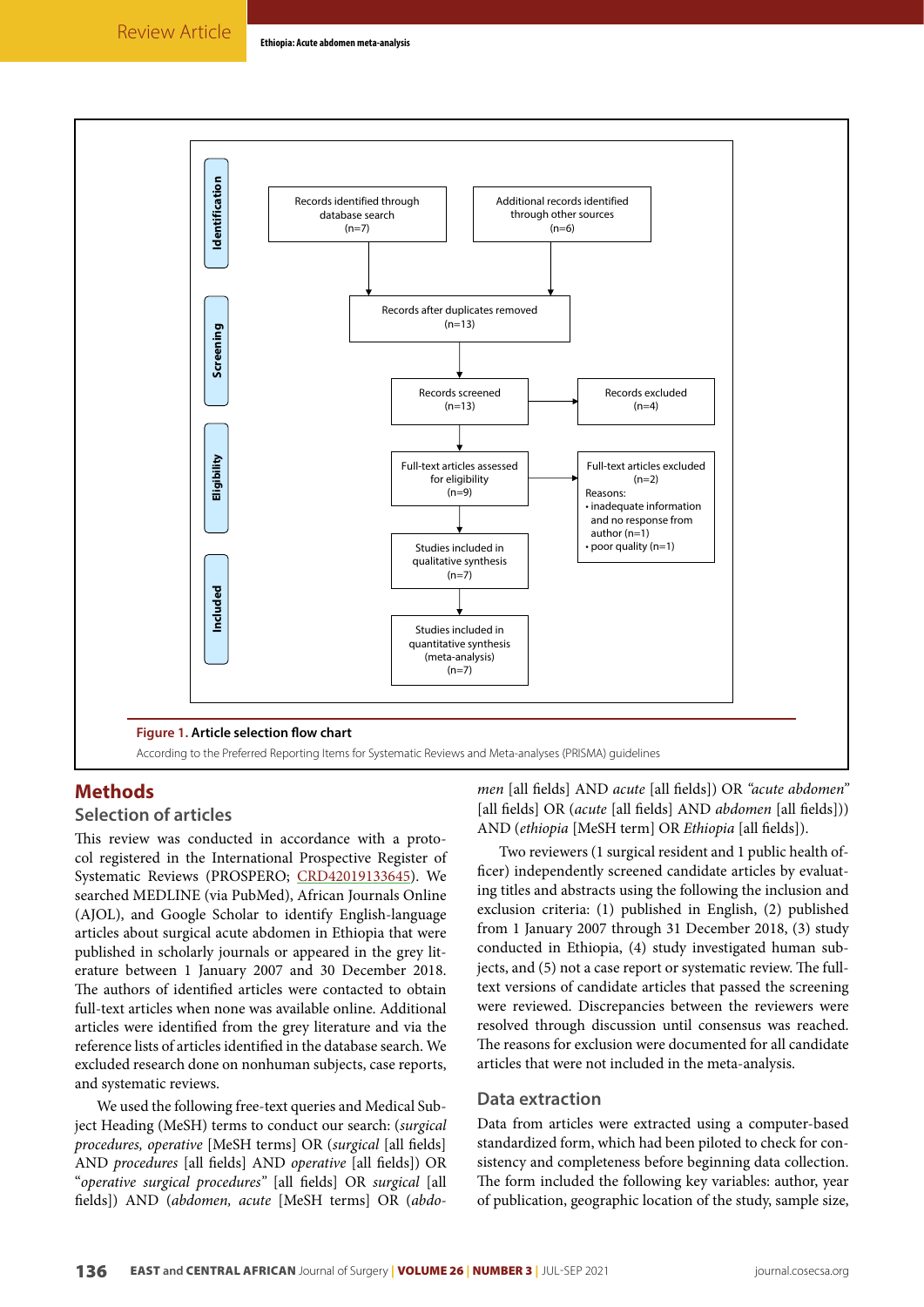Figure 1. Article selection flow chart

According to the Preferred Reporting Items for Systematic Reviews and Meta-analyses (PRISMA) guidelines

## Methods

### Selection of articles

This review was conducted in accordance with a protocol registered in the International Prospective Register of Systematic Reviews (PROSPERO; CRD42019133645). We searched MEDLINE (via PubMed), African Journals Online (AJOL), and Google Scholar to identify English-language articles about surgical acute abdomen in Ethiopia that were published in scholarly journals or appeared in the grey literature between 1 January 2007 and 30 December 2018. The authors of identified articles were contacted to obtain full-text articles when none was available online. Additional articles were identified from the grey literature and via the reference lists of articles identified in the database search. We excluded research done on nonhuman subjects, case reports, and systematic reviews.

We used the following free-text queries and Medical Subject Heading (MeSH) terms to conduct our search: (*surgical procedures, operative* [MeSH terms] OR (*surgical* [all fields] AND *procedures* [all fields] AND *operative* [all fields]) OR "*operative surgical procedures*" [all fields] OR *surgical* [all fields]) AND (*abdomen, acute* [MeSH terms] OR (*abdomen* [all fields] AND *acute* [all fields]) OR *"acute abdomen"* [all fields] OR (*acute* [all fields] AND *abdomen* [all fields])) AND (*ethiopia* [MeSH term] OR *Ethiopia* [all fields]).

Two reviewers (1 surgical resident and 1 public health officer) independently screened candidate articles by evaluating titles and abstracts using the following the inclusion and exclusion criteria: (1) published in English, (2) published from 1 January 2007 through 31 December 2018, (3) study conducted in Ethiopia, (4) study investigated human subjects, and (5) not a case report or systematic review. The full-text versions of candidate articles that passed the screening were reviewed. Discrepancies between the reviewers were resolved through discussion until consensus was reached. The reasons for exclusion were documented for all candidate articles that were not included in the meta-analysis.

### Data extraction

Data from articles were extracted using a computer-based standardized form, which had been piloted to check for consistency and completeness before beginning data collection. The form included the following key variables: author, year of publication, geographic location of the study, sample size,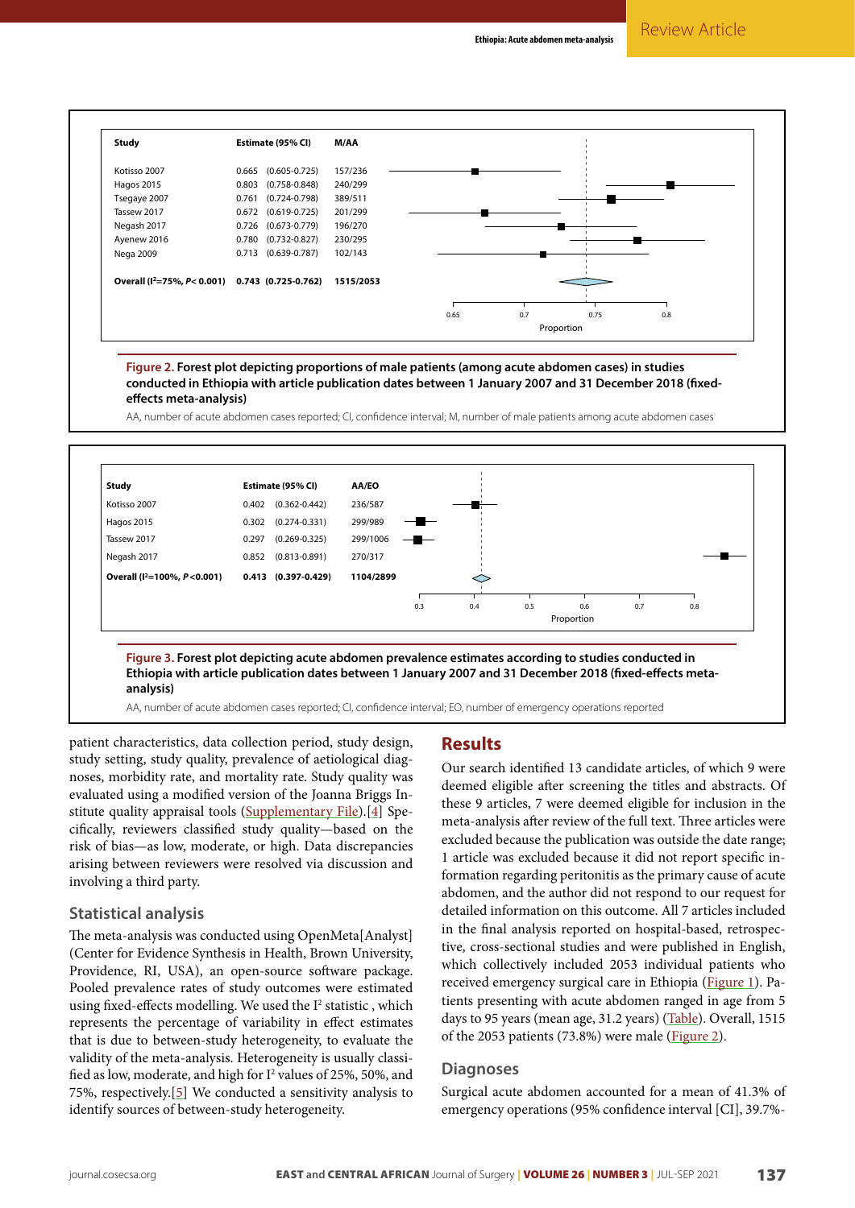| Study | Estimate (95% CI) | M/AA |
|---|---|---|
| Kotisso 2007 | 0.665 (0.605-0.725) | 157/236 |
| Hagos 2015 | 0.803 (0.758-0.848) | 240/299 |
| Tsegaye 2007 | 0.761 (0.724-0.798) | 389/511 |
| Tassew 2017 | 0.672 (0.619-0.725) | 201/299 |
| Negash 2017 | 0.726 (0.673-0.779) | 196/270 |
| Ayenew 2016 | 0.780 (0.732-0.827) | 230/295 |
| Nega 2009 | 0.713 (0.639-0.787) | 102/143 |
| **Overall ($I^2$=75%, $P$< 0.001)** | **0.743 (0.725-0.762)** | **1515/2053** |

**Figure 2. Forest plot depicting proportions of male patients (among acute abdomen cases) in studies conducted in Ethiopia with article publication dates between 1 January 2007 and 31 December 2018 (fixed-effects meta-analysis)**

AA, number of acute abdomen cases reported; CI, confidence interval; M, number of male patients among acute abdomen cases

| Study | Estimate (95% CI) | AA/EO |
|---|---|---|
| Kotisso 2007 | 0.402 (0.362-0.442) | 236/587 |
| Hagos 2015 | 0.302 (0.274-0.331) | 299/989 |
| Tassew 2017 | 0.297 (0.269-0.325) | 299/1006 |
| Negash 2017 | 0.852 (0.813-0.891) | 270/317 |
| **Overall ($I^2$=100%, $P$<0.001)** | **0.413 (0.397-0.429)** | **1104/2899** |

**Figure 3. Forest plot depicting acute abdomen prevalence estimates according to studies conducted in Ethiopia with article publication dates between 1 January 2007 and 31 December 2018 (fixed-effects meta-analysis)**

AA, number of acute abdomen cases reported; CI, confidence interval; EO, number of emergency operations reported

patient characteristics, data collection period, study design, study setting, study quality, prevalence of aetiological diagnoses, morbidity rate, and mortality rate. Study quality was evaluated using a modified version of the Joanna Briggs Institute quality appraisal tools (Supplementary File).[4] Specifically, reviewers classified study quality—based on the risk of bias—as low, moderate, or high. Data discrepancies arising between reviewers were resolved via discussion and involving a third party.

### Statistical analysis

The meta-analysis was conducted using OpenMeta[Analyst] (Center for Evidence Synthesis in Health, Brown University, Providence, RI, USA), an open-source software package. Pooled prevalence rates of study outcomes were estimated using fixed-effects modelling. We used the $I^2$ statistic , which represents the percentage of variability in effect estimates that is due to between-study heterogeneity, to evaluate the validity of the meta-analysis. Heterogeneity is usually classified as low, moderate, and high for $I^2$ values of 25%, 50%, and 75%, respectively.[5] We conducted a sensitivity analysis to identify sources of between-study heterogeneity.

## Results

Our search identified 13 candidate articles, of which 9 were deemed eligible after screening the titles and abstracts. Of these 9 articles, 7 were deemed eligible for inclusion in the meta-analysis after review of the full text. Three articles were excluded because the publication was outside the date range; 1 article was excluded because it did not report specific information regarding peritonitis as the primary cause of acute abdomen, and the author did not respond to our request for detailed information on this outcome. All 7 articles included in the final analysis reported on hospital-based, retrospective, cross-sectional studies and were published in English, which collectively included 2053 individual patients who received emergency surgical care in Ethiopia (Figure 1). Patients presenting with acute abdomen ranged in age from 5 days to 95 years (mean age, 31.2 years) (Table). Overall, 1515 of the 2053 patients (73.8%) were male (Figure 2).

### Diagnoses

Surgical acute abdomen accounted for a mean of 41.3% of emergency operations (95% confidence interval [CI], 39.7%-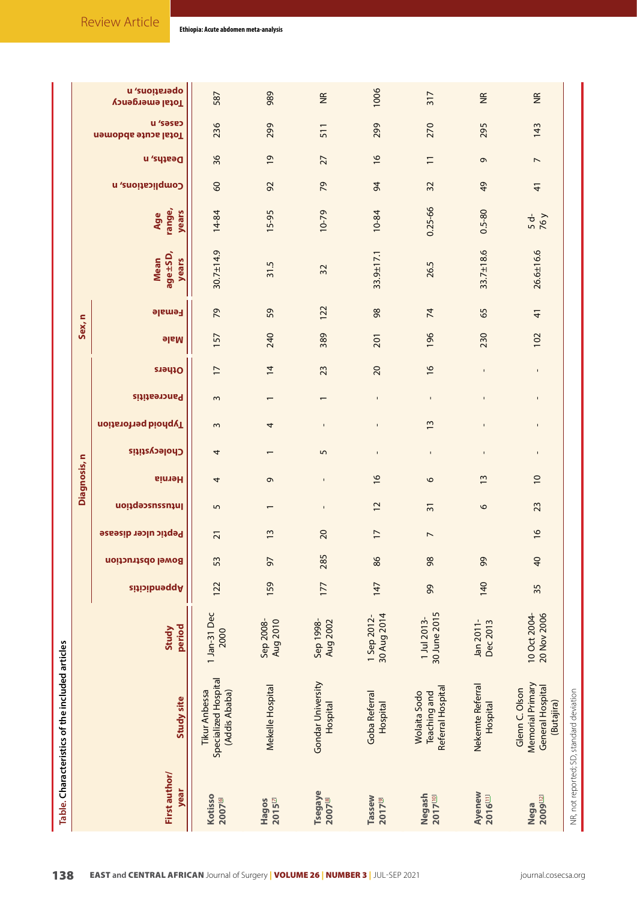Table. Characteristics of the included articles

| First author/ year | Study site | Study period | Diagnosis, n | | | | | | | | | Sex, n | | Mean age±SD, years | Age range, years | Complications, n | Deaths, n | Total acute abdomen cases, n | Total emergency operations, n |
|---|---|---|---|---|---|---|---|---|---|---|---|---|---|---|---|---|---|---|---|
| | | | Appendicitis | Bowel obstruction | Peptic ulcer disease | Intussusception | Hernia | Cholecystitis | Typhoid perforation | Pancreatitis | Others | Male | Female | | | | | | |
| Kotisso 2007[6] | Tikur Anbessa Specialized Hospital (Addis Ababa) | 1 Jan-31 Dec 2000 | 122 | 53 | 21 | 5 | 4 | 4 | 3 | 3 | 17 | 157 | 79 | 30.7±14.9 | 14-84 | 60 | 36 | 236 | 587 |
| Hagos 2015[7] | Mekelle Hospital | Sep 2008-Aug 2010 | 159 | 97 | 13 | 1 | 9 | 1 | 4 | 1 | 14 | 240 | 59 | 31.5 | 15-95 | 92 | 19 | 299 | 989 |
| Tsegaye 2007[8] | Gondar University Hospital | Sep 1998-Aug 2002 | 177 | 285 | 20 | - | - | 5 | - | 1 | 23 | 389 | 122 | 32 | 10-79 | 79 | 27 | 511 | NR |
| Tassew 2017[9] | Goba Referral Hospital | 1 Sep 2012-30 Aug 2014 | 147 | 86 | 17 | 12 | 16 | - | - | - | 20 | 201 | 98 | 33.9±17.1 | 10-84 | 94 | 16 | 299 | 1006 |
| Negash 2017[10] | Wolaita Sodo Teaching and Referral Hospital | 1 Jul 2013-30 June 2015 | 99 | 98 | 7 | 31 | 6 | - | 13 | - | 16 | 196 | 74 | 26.5 | 0.25-66 | 32 | 11 | 270 | 317 |
| Ayenew 2016[11] | Nekemte Referral Hospital | Jan 2011-Dec 2013 | 140 | 99 | - | 6 | 13 | - | - | - | - | 230 | 65 | 33.7±18.6 | 0.5-80 | 49 | 9 | 295 | NR |
| Nega 2009[12] | Glenn C. Olson Memorial Primary General Hospital (Butajira) | 10 Oct 2004-20 Nov 2006 | 35 | 40 | 16 | 23 | 10 | - | - | - | - | 102 | 41 | 26.6±16.6 | 5 d-76 y | 41 | 7 | 143 | NR |

NR, not reported; SD, standard deviation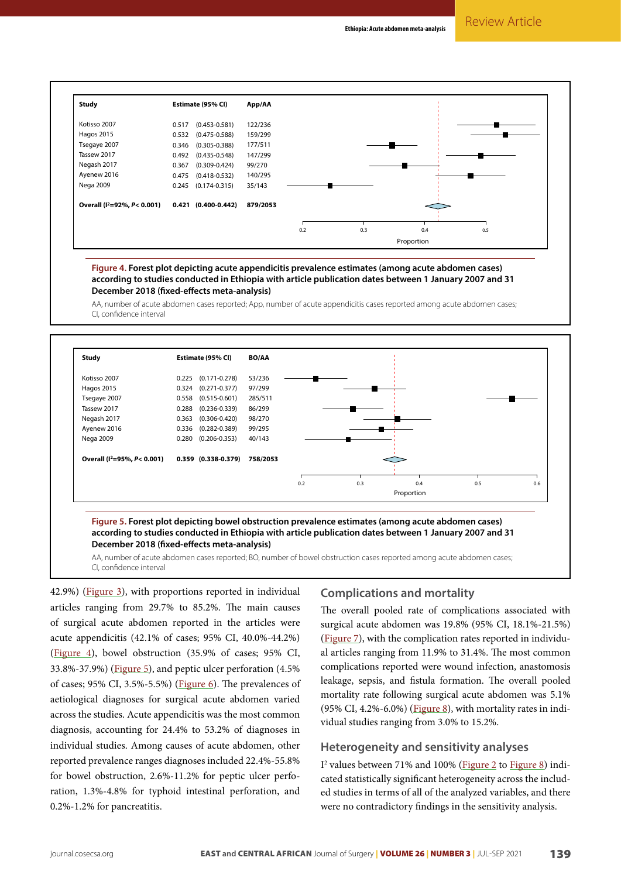| Study | Estimate (95% CI) | App/AA |
|---|---|---|
| Kotisso 2007 | 0.517 (0.453-0.581) | 122/236 |
| Hagos 2015 | 0.532 (0.475-0.588) | 159/299 |
| Tsegaye 2007 | 0.346 (0.305-0.388) | 177/511 |
| Tassew 2017 | 0.492 (0.435-0.548) | 147/299 |
| Negash 2017 | 0.367 (0.309-0.424) | 99/270 |
| Ayenew 2016 | 0.475 (0.418-0.532) | 140/295 |
| Nega 2009 | 0.245 (0.174-0.315) | 35/143 |
| **Overall ($I^2$=92%, $P$< 0.001)** | **0.421 (0.400-0.442)** | **879/2053** |

**Figure 4. Forest plot depicting acute appendicitis prevalence estimates (among acute abdomen cases) according to studies conducted in Ethiopia with article publication dates between 1 January 2007 and 31 December 2018 (fixed-effects meta-analysis)**

AA, number of acute abdomen cases reported; App, number of acute appendicitis cases reported among acute abdomen cases; CI, confidence interval

| Study | Estimate (95% CI) | BO/AA |
|---|---|---|
| Kotisso 2007 | 0.225 (0.171-0.278) | 53/236 |
| Hagos 2015 | 0.324 (0.271-0.377) | 97/299 |
| Tsegaye 2007 | 0.558 (0.515-0.601) | 285/511 |
| Tassew 2017 | 0.288 (0.236-0.339) | 86/299 |
| Negash 2017 | 0.363 (0.306-0.420) | 98/270 |
| Ayenew 2016 | 0.336 (0.282-0.389) | 99/295 |
| Nega 2009 | 0.280 (0.206-0.353) | 40/143 |
| **Overall ($I^2$=95%, $P$< 0.001)** | **0.359 (0.338-0.379)** | **758/2053** |

**Figure 5. Forest plot depicting bowel obstruction prevalence estimates (among acute abdomen cases) according to studies conducted in Ethiopia with article publication dates between 1 January 2007 and 31 December 2018 (fixed-effects meta-analysis)**

AA, number of acute abdomen cases reported; BO, number of bowel obstruction cases reported among acute abdomen cases; CI, confidence interval

42.9%) (Figure 3), with proportions reported in individual articles ranging from 29.7% to 85.2%. The main causes of surgical acute abdomen reported in the articles were acute appendicitis (42.1% of cases; 95% CI, 40.0%-44.2%) (Figure 4), bowel obstruction (35.9% of cases; 95% CI, 33.8%-37.9%) (Figure 5), and peptic ulcer perforation (4.5% of cases; 95% CI, 3.5%-5.5%) (Figure 6). The prevalences of aetiological diagnoses for surgical acute abdomen varied across the studies. Acute appendicitis was the most common diagnosis, accounting for 24.4% to 53.2% of diagnoses in individual studies. Among causes of acute abdomen, other reported prevalence ranges diagnoses included 22.4%-55.8% for bowel obstruction, 2.6%-11.2% for peptic ulcer perforation, 1.3%-4.8% for typhoid intestinal perforation, and 0.2%-1.2% for pancreatitis.

## Complications and mortality

The overall pooled rate of complications associated with surgical acute abdomen was 19.8% (95% CI, 18.1%-21.5%) (Figure 7), with the complication rates reported in individual articles ranging from 11.9% to 31.4%. The most common complications reported were wound infection, anastomosis leakage, sepsis, and fistula formation. The overall pooled mortality rate following surgical acute abdomen was 5.1% (95% CI, 4.2%-6.0%) (Figure 8), with mortality rates in individual studies ranging from 3.0% to 15.2%.

## Heterogeneity and sensitivity analyses

$I^2$ values between 71% and 100% (Figure 2 to Figure 8) indicated statistically significant heterogeneity across the included studies in terms of all of the analyzed variables, and there were no contradictory findings in the sensitivity analysis.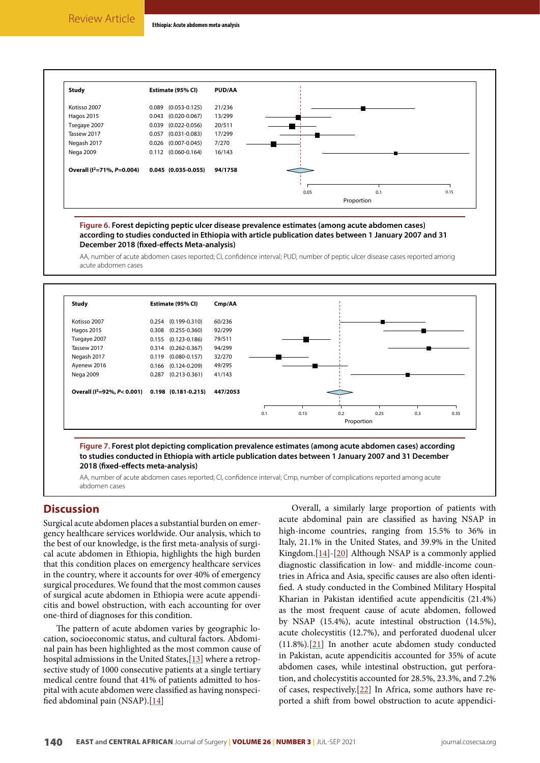| Study | Estimate (95% CI) | PUD/AA |
|---|---|---|
| Kotisso 2007 | 0.089 (0.053-0.125) | 21/236 |
| Hagos 2015 | 0.043 (0.020-0.067) | 13/299 |
| Tsegaye 2007 | 0.039 (0.022-0.056) | 20/511 |
| Tassew 2017 | 0.057 (0.031-0.083) | 17/299 |
| Negash 2017 | 0.026 (0.007-0.045) | 7/270 |
| Nega 2009 | 0.112 (0.060-0.164) | 16/143 |
| **Overall ($I^2$=71%, *P*=0.004)** | **0.045 (0.035-0.055)** | **94/1758** |

**Figure 6. Forest depicting peptic ulcer disease prevalence estimates (among acute abdomen cases) according to studies conducted in Ethiopia with article publication dates between 1 January 2007 and 31 December 2018 (fixed-effects Meta-analysis)**

AA, number of acute abdomen cases reported; CI, confidence interval; PUD, number of peptic ulcer disease cases reported among acute abdomen cases

| Study | Estimate (95% CI) | Cmp/AA |
|---|---|---|
| Kotisso 2007 | 0.254 (0.199-0.310) | 60/236 |
| Hagos 2015 | 0.308 (0.255-0.360) | 92/299 |
| Tsegaye 2007 | 0.155 (0.123-0.186) | 79/511 |
| Tassew 2017 | 0.314 (0.262-0.367) | 94/299 |
| Negash 2017 | 0.119 (0.080-0.157) | 32/270 |
| Ayenew 2016 | 0.166 (0.124-0.209) | 49/295 |
| Nega 2009 | 0.287 (0.213-0.361) | 41/143 |
| **Overall ($I^2$=92%, *P*< 0.001)** | **0.198 (0.181-0.215)** | **447/2053** |

**Figure 7. Forest plot depicting complication prevalence estimates (among acute abdomen cases) according to studies conducted in Ethiopia with article publication dates between 1 January 2007 and 31 December 2018 (fixed-effects meta-analysis)**

AA, number of acute abdomen cases reported; CI, confidence interval; Cmp, number of complications reported among acute abdomen cases

## Discussion

Surgical acute abdomen places a substantial burden on emergency healthcare services worldwide. Our analysis, which to the best of our knowledge, is the first meta-analysis of surgical acute abdomen in Ethiopia, highlights the high burden that this condition places on emergency healthcare services in the country, where it accounts for over 40% of emergency surgical procedures. We found that the most common causes of surgical acute abdomen in Ethiopia were acute appendicitis and bowel obstruction, with each accounting for over one-third of diagnoses for this condition.

The pattern of acute abdomen varies by geographic location, socioeconomic status, and cultural factors. Abdominal pain has been highlighted as the most common cause of hospital admissions in the United States,[13] where a retrospective study of 1000 consecutive patients at a single tertiary medical centre found that 41% of patients admitted to hospital with acute abdomen were classified as having nonspecified abdominal pain (NSAP).[14]

Overall, a similarly large proportion of patients with acute abdominal pain are classified as having NSAP in high-income countries, ranging from 15.5% to 36% in Italy, 21.1% in the United States, and 39.9% in the United Kingdom.[14]-[20] Although NSAP is a commonly applied diagnostic classification in low- and middle-income countries in Africa and Asia, specific causes are also often identified. A study conducted in the Combined Military Hospital Kharian in Pakistan identified acute appendicitis (21.4%) as the most frequent cause of acute abdomen, followed by NSAP (15.4%), acute intestinal obstruction (14.5%), acute cholecystitis (12.7%), and perforated duodenal ulcer (11.8%).[21] In another acute abdomen study conducted in Pakistan, acute appendicitis accounted for 35% of acute abdomen cases, while intestinal obstruction, gut perforation, and cholecystitis accounted for 28.5%, 23.3%, and 7.2% of cases, respectively.[22] In Africa, some authors have reported a shift from bowel obstruction to acute appendici-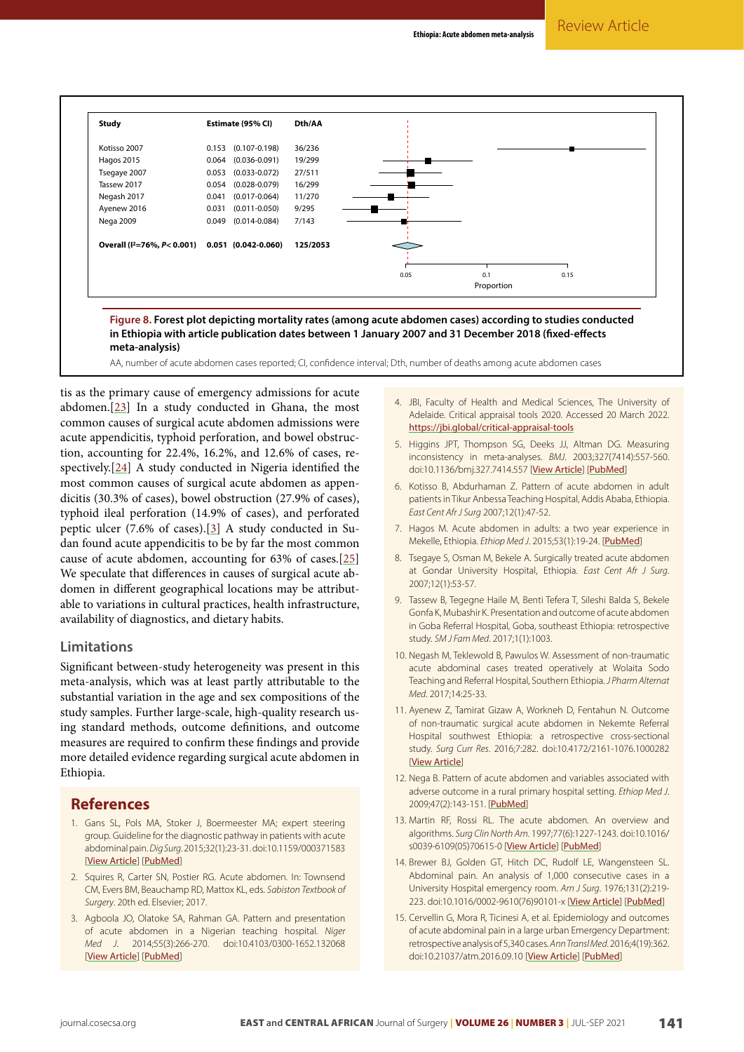| Study | Estimate (95% CI) | Dth/AA |
|---|---|---|
| Kotisso 2007 | 0.153 (0.107-0.198) | 36/236 |
| Hagos 2015 | 0.064 (0.036-0.091) | 19/299 |
| Tsegaye 2007 | 0.053 (0.033-0.072) | 27/511 |
| Tassew 2017 | 0.054 (0.028-0.079) | 16/299 |
| Negash 2017 | 0.041 (0.017-0.064) | 11/270 |
| Ayenew 2016 | 0.031 (0.011-0.050) | 9/295 |
| Nega 2009 | 0.049 (0.014-0.084) | 7/143 |
| **Overall ($I^2$=76%, $P$< 0.001)** | **0.051 (0.042-0.060)** | **125/2053** |

**Figure 8. Forest plot depicting mortality rates (among acute abdomen cases) according to studies conducted in Ethiopia with article publication dates between 1 January 2007 and 31 December 2018 (fixed-effects meta-analysis)**

AA, number of acute abdomen cases reported; CI, confidence interval; Dth, number of deaths among acute abdomen cases

tis as the primary cause of emergency admissions for acute abdomen.[23] In a study conducted in Ghana, the most common causes of surgical acute abdomen admissions were acute appendicitis, typhoid perforation, and bowel obstruction, accounting for 22.4%, 16.2%, and 12.6% of cases, respectively.[24] A study conducted in Nigeria identified the most common causes of surgical acute abdomen as appendicitis (30.3% of cases), bowel obstruction (27.9% of cases), typhoid ileal perforation (14.9% of cases), and perforated peptic ulcer (7.6% of cases).[3] A study conducted in Sudan found acute appendicitis to be by far the most common cause of acute abdomen, accounting for 63% of cases.[25] We speculate that differences in causes of surgical acute abdomen in different geographical locations may be attributable to variations in cultural practices, health infrastructure, availability of diagnostics, and dietary habits.

### Limitations

Significant between-study heterogeneity was present in this meta-analysis, which was at least partly attributable to the substantial variation in the age and sex compositions of the study samples. Further large-scale, high-quality research using standard methods, outcome definitions, and outcome measures are required to confirm these findings and provide more detailed evidence regarding surgical acute abdomen in Ethiopia.

## References

1. Gans SL, Pols MA, Stoker J, Boermeester MA; expert steering group. Guideline for the diagnostic pathway in patients with acute abdominal pain. *Dig Surg*. 2015;32(1):23-31. doi:10.1159/000371583 [View Article] [PubMed]
2. Squires R, Carter SN, Postier RG. Acute abdomen. In: Townsend CM, Evers BM, Beauchamp RD, Mattox KL, eds. *Sabiston Textbook of Surgery*. 20th ed. Elsevier; 2017.
3. Agboola JO, Olatoke SA, Rahman GA. Pattern and presentation of acute abdomen in a Nigerian teaching hospital. *Niger Med J*. 2014;55(3):266-270. doi:10.4103/0300-1652.132068 [View Article] [PubMed]
4. JBI, Faculty of Health and Medical Sciences, The University of Adelaide. Critical appraisal tools 2020. Accessed 20 March 2022. https://jbi.global/critical-appraisal-tools
5. Higgins JPT, Thompson SG, Deeks JJ, Altman DG. Measuring inconsistency in meta-analyses. *BMJ*. 2003;327(7414):557-560. doi:10.1136/bmj.327.7414.557 [View Article] [PubMed]
6. Kotisso B, Abdurhaman Z. Pattern of acute abdomen in adult patients in Tikur Anbessa Teaching Hospital, Addis Ababa, Ethiopia. *East Cent Afr J Surg* 2007;12(1):47-52.
7. Hagos M. Acute abdomen in adults: a two year experience in Mekelle, Ethiopia. *Ethiop Med J*. 2015;53(1):19-24. [PubMed]
8. Tsegaye S, Osman M, Bekele A. Surgically treated acute abdomen at Gondar University Hospital, Ethiopia. *East Cent Afr J Surg*. 2007;12(1):53-57.
9. Tassew B, Tegegne Haile M, Benti Tefera T, Sileshi Balda S, Bekele Gonfa K, Mubashir K. Presentation and outcome of acute abdomen in Goba Referral Hospital, Goba, southeast Ethiopia: retrospective study. *SM J Fam Med*. 2017;1(1):1003.
10. Negash M, Teklewold B, Pawulos W. Assessment of non-traumatic acute abdominal cases treated operatively at Wolaita Sodo Teaching and Referral Hospital, Southern Ethiopia. *J Pharm Alternat Med*. 2017;14:25-33.
11. Ayenew Z, Tamirat Gizaw A, Workneh D, Fentahun N. Outcome of non-traumatic surgical acute abdomen in Nekemte Referral Hospital southwest Ethiopia: a retrospective cross-sectional study. *Surg Curr Res*. 2016;7:282. doi:10.4172/2161-1076.1000282 [View Article]
12. Nega B. Pattern of acute abdomen and variables associated with adverse outcome in a rural primary hospital setting. *Ethiop Med J*. 2009;47(2):143-151. [PubMed]
13. Martin RF, Rossi RL. The acute abdomen. An overview and algorithms. *Surg Clin North Am*. 1997;77(6):1227-1243. doi:10.1016/s0039-6109(05)70615-0 [View Article] [PubMed]
14. Brewer BJ, Golden GT, Hitch DC, Rudolf LE, Wangensteen SL. Abdominal pain. An analysis of 1,000 consecutive cases in a University Hospital emergency room. *Am J Surg*. 1976;131(2):219-223. doi:10.1016/0002-9610(76)90101-x [View Article] [PubMed]
15. Cervellin G, Mora R, Ticinesi A, et al. Epidemiology and outcomes of acute abdominal pain in a large urban Emergency Department: retrospective analysis of 5,340 cases. *Ann Transl Med*. 2016;4(19):362. doi:10.21037/atm.2016.09.10 [View Article] [PubMed]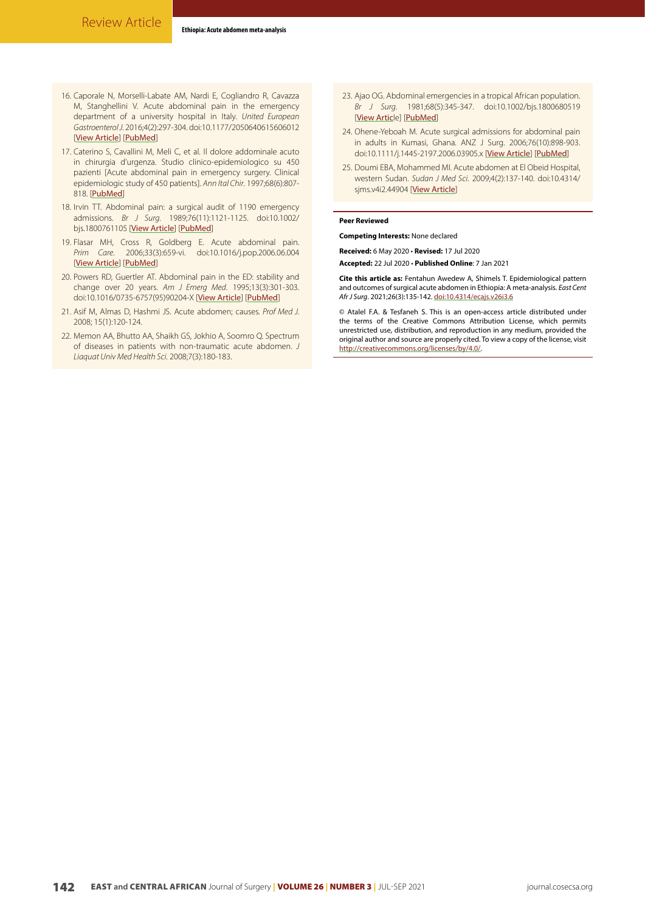16. Caporale N, Morselli-Labate AM, Nardi E, Cogliandro R, Cavazza M, Stanghellini V. Acute abdominal pain in the emergency department of a university hospital in Italy. *United European Gastroenterol J*. 2016;4(2):297-304. doi:10.1177/2050640615606012 [View Article] [PubMed]

17. Caterino S, Cavallini M, Meli C, et al. Il dolore addominale acuto in chirurgia d'urgenza. Studio clinico-epidemiologico su 450 pazienti [Acute abdominal pain in emergency surgery. Clinical epidemiologic study of 450 patients]. *Ann Ital Chir*. 1997;68(6):807-818. [PubMed]

18. Irvin TT. Abdominal pain: a surgical audit of 1190 emergency admissions. *Br J Surg*. 1989;76(11):1121-1125. doi:10.1002/bjs.1800761105 [View Article] [PubMed]

19. Flasar MH, Cross R, Goldberg E. Acute abdominal pain. *Prim Care*. 2006;33(3):659-vi. doi:10.1016/j.pop.2006.06.004 [View Article] [PubMed]

20. Powers RD, Guertler AT. Abdominal pain in the ED: stability and change over 20 years. *Am J Emerg Med*. 1995;13(3):301-303. doi:10.1016/0735-6757(95)90204-X [View Article] [PubMed]

21. Asif M, Almas D, Hashmi JS. Acute abdomen; causes. *Prof Med J*. 2008; 15(1):120-124.

22. Memon AA, Bhutto AA, Shaikh GS, Jokhio A, Soomro Q. Spectrum of diseases in patients with non-traumatic acute abdomen. *J Liaquat Univ Med Health Sci*. 2008;7(3):180-183.

23. Ajao OG. Abdominal emergencies in a tropical African population. *Br J Surg*. 1981;68(5):345-347. doi:10.1002/bjs.1800680519 [View Article] [PubMed]

24. Ohene-Yeboah M. Acute surgical admissions for abdominal pain in adults in Kumasi, Ghana. ANZ J Surg. 2006;76(10):898-903. doi:10.1111/j.1445-2197.2006.03905.x [View Article] [PubMed]

25. Doumi EBA, Mohammed MI. Acute abdomen at El Obeid Hospital, western Sudan. *Sudan J Med Sci*. 2009;4(2):137-140. doi:10.4314/sjms.v4i2.44904 [View Article]

**Peer Reviewed**

**Competing Interests:** None declared

**Received:** 6 May 2020 • **Revised:** 17 Jul 2020

**Accepted:** 22 Jul 2020 • **Published Online**: 7 Jan 2021

**Cite this article as:** Fentahun Awedew A, Shimels T. Epidemiological pattern and outcomes of surgical acute abdomen in Ethiopia: A meta-analysis. *East Cent Afr J Surg*. 2021;26(3):135-142. doi:10.4314/ecajs.v26i3.6

© Atalel F.A. & Tesfaneh S. This is an open-access article distributed under the terms of the Creative Commons Attribution License, which permits unrestricted use, distribution, and reproduction in any medium, provided the original author and source are properly cited. To view a copy of the license, visit http://creativecommons.org/licenses/by/4.0/.